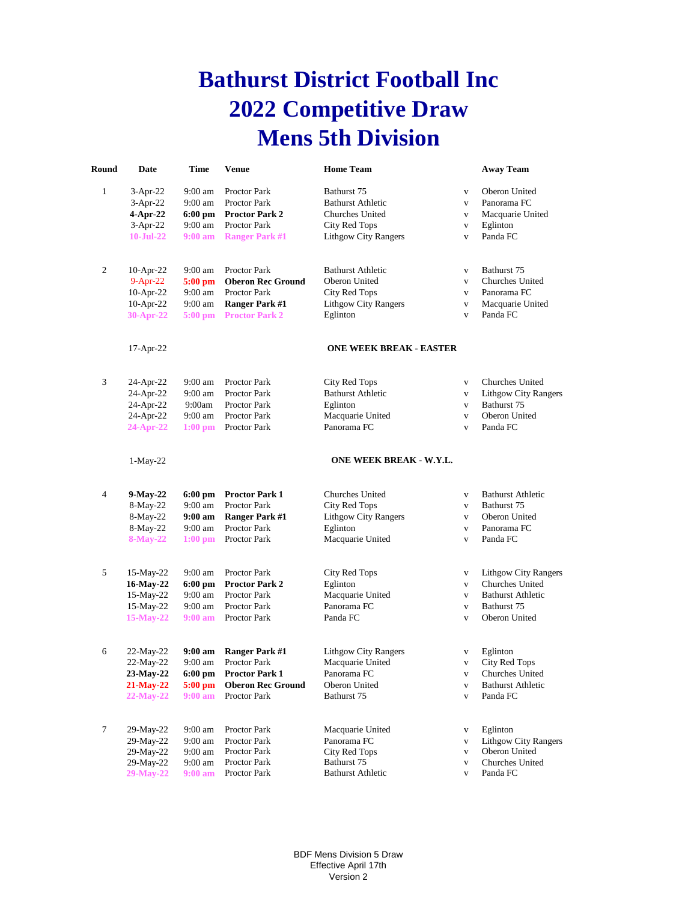# Bathurst District Football Inc
# 2022 Competitive Draw
# Mens 5th Division

| Round | Date | Time | Venue | Home Team | | Away Team |
|---|---|---|---|---|---|---|
| 1 | 3-Apr-22 | 9:00 am | Proctor Park | Bathurst 75 | v | Oberon United |
| | 3-Apr-22 | 9:00 am | Proctor Park | Bathurst Athletic | v | Panorama FC |
| | **4-Apr-22** | **6:00 pm** | **Proctor Park 2** | Churches United | v | Macquarie United |
| | 3-Apr-22 | 9:00 am | Proctor Park | City Red Tops | v | Eglinton |
| | **10-Jul-22** | **9:00 am** | **Ranger Park #1** | Lithgow City Rangers | v | Panda FC |
| 2 | 10-Apr-22 | 9:00 am | Proctor Park | Bathurst Athletic | v | Bathurst 75 |
| | 9-Apr-22 | **5:00 pm** | **Oberon Rec Ground** | Oberon United | v | Churches United |
| | 10-Apr-22 | 9:00 am | Proctor Park | City Red Tops | v | Panorama FC |
| | 10-Apr-22 | 9:00 am | **Ranger Park #1** | Lithgow City Rangers | v | Macquarie United |
| | **30-Apr-22** | **5:00 pm** | **Proctor Park 2** | Eglinton | v | Panda FC |
| | 17-Apr-22 | | | **ONE WEEK BREAK - EASTER** | | |
| 3 | 24-Apr-22 | 9:00 am | Proctor Park | City Red Tops | v | Churches United |
| | 24-Apr-22 | 9:00 am | Proctor Park | Bathurst Athletic | v | Lithgow City Rangers |
| | 24-Apr-22 | 9:00am | Proctor Park | Eglinton | v | Bathurst 75 |
| | 24-Apr-22 | 9:00 am | Proctor Park | Macquarie United | v | Oberon United |
| | **24-Apr-22** | **1:00 pm** | Proctor Park | Panorama FC | v | Panda FC |
| | 1-May-22 | | | **ONE WEEK BREAK - W.Y.L.** | | |
| 4 | **9-May-22** | **6:00 pm** | **Proctor Park 1** | Churches United | v | Bathurst Athletic |
| | 8-May-22 | 9:00 am | Proctor Park | City Red Tops | v | Bathurst 75 |
| | 8-May-22 | **9:00 am** | **Ranger Park #1** | Lithgow City Rangers | v | Oberon United |
| | 8-May-22 | 9:00 am | Proctor Park | Eglinton | v | Panorama FC |
| | **8-May-22** | **1:00 pm** | Proctor Park | Macquarie United | v | Panda FC |
| 5 | 15-May-22 | 9:00 am | Proctor Park | City Red Tops | v | Lithgow City Rangers |
| | **16-May-22** | **6:00 pm** | **Proctor Park 2** | Eglinton | v | Churches United |
| | 15-May-22 | 9:00 am | Proctor Park | Macquarie United | v | Bathurst Athletic |
| | 15-May-22 | 9:00 am | Proctor Park | Panorama FC | v | Bathurst 75 |
| | **15-May-22** | **9:00 am** | Proctor Park | Panda FC | v | Oberon United |
| 6 | 22-May-22 | **9:00 am** | **Ranger Park #1** | Lithgow City Rangers | v | Eglinton |
| | 22-May-22 | 9:00 am | Proctor Park | Macquarie United | v | City Red Tops |
| | **23-May-22** | **6:00 pm** | **Proctor Park 1** | Panorama FC | v | Churches United |
| | **21-May-22** | **5:00 pm** | **Oberon Rec Ground** | Oberon United | v | Bathurst Athletic |
| | **22-May-22** | **9:00 am** | Proctor Park | Bathurst 75 | v | Panda FC |
| 7 | 29-May-22 | 9:00 am | Proctor Park | Macquarie United | v | Eglinton |
| | 29-May-22 | 9:00 am | Proctor Park | Panorama FC | v | Lithgow City Rangers |
| | 29-May-22 | 9:00 am | Proctor Park | City Red Tops | v | Oberon United |
| | 29-May-22 | 9:00 am | Proctor Park | Bathurst 75 | v | Churches United |
| | **29-May-22** | **9:00 am** | Proctor Park | Bathurst Athletic | v | Panda FC |

BDF Mens Division 5 Draw
Effective April 17th
Version 2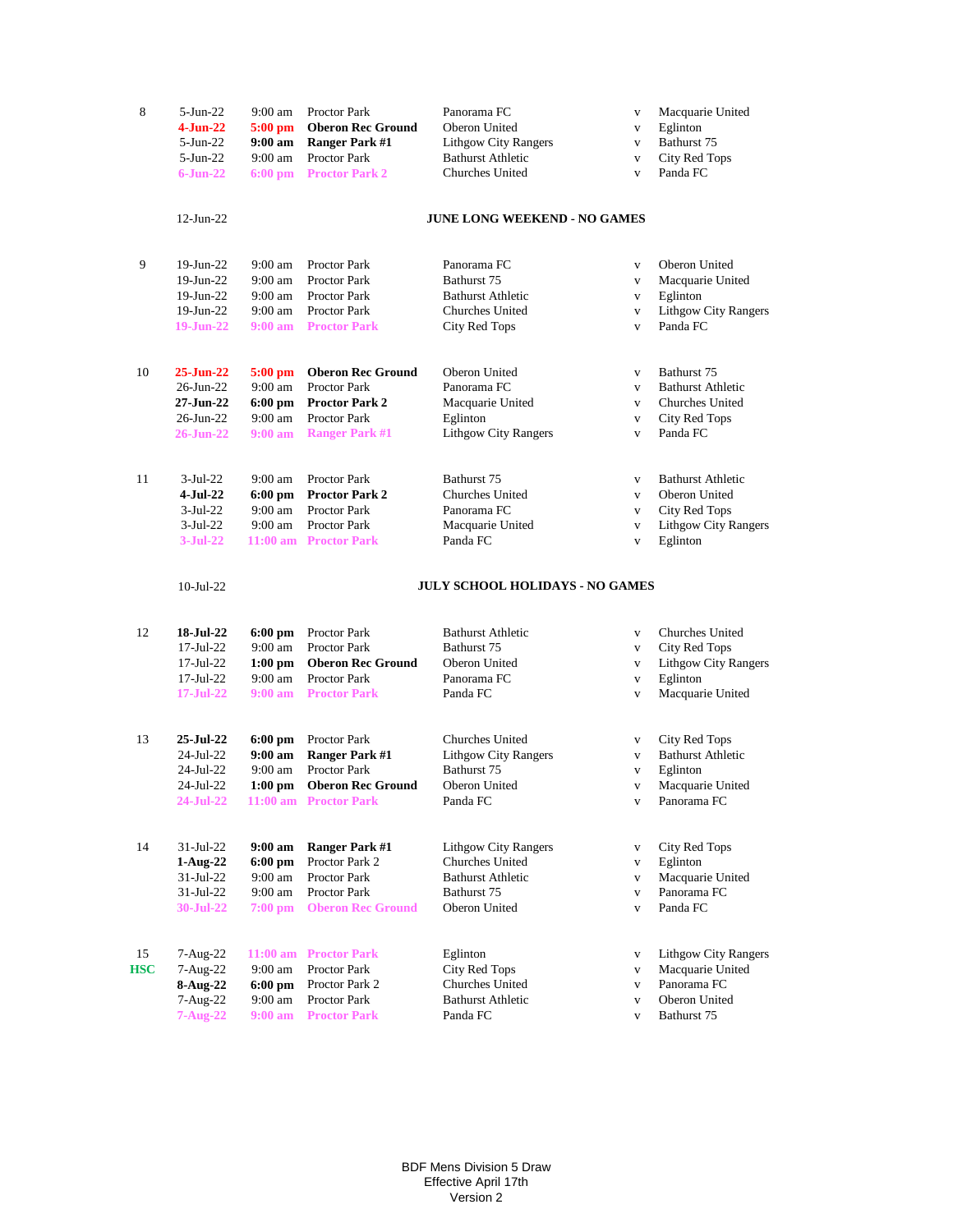| Round | Date | Time | Venue | Home | | Away |
|---|---|---|---|---|---|---|
| 8 | 5-Jun-22 | 9:00 am | Proctor Park | Panorama FC | v | Macquarie United |
| | **4-Jun-22** | **5:00 pm** | **Oberon Rec Ground** | Oberon United | v | Eglinton |
| | 5-Jun-22 | **9:00 am** | **Ranger Park #1** | Lithgow City Rangers | v | Bathurst 75 |
| | 5-Jun-22 | 9:00 am | Proctor Park | Bathurst Athletic | v | City Red Tops |
| | **6-Jun-22** | **6:00 pm** | **Proctor Park 2** | Churches United | v | Panda FC |
| | 12-Jun-22 | | | **JUNE LONG WEEKEND - NO GAMES** | | |
| 9 | 19-Jun-22 | 9:00 am | Proctor Park | Panorama FC | v | Oberon United |
| | 19-Jun-22 | 9:00 am | Proctor Park | Bathurst 75 | v | Macquarie United |
| | 19-Jun-22 | 9:00 am | Proctor Park | Bathurst Athletic | v | Eglinton |
| | 19-Jun-22 | 9:00 am | Proctor Park | Churches United | v | Lithgow City Rangers |
| | **19-Jun-22** | **9:00 am** | **Proctor Park** | City Red Tops | v | Panda FC |
| 10 | **25-Jun-22** | **5:00 pm** | **Oberon Rec Ground** | Oberon United | v | Bathurst 75 |
| | 26-Jun-22 | 9:00 am | Proctor Park | Panorama FC | v | Bathurst Athletic |
| | **27-Jun-22** | **6:00 pm** | **Proctor Park 2** | Macquarie United | v | Churches United |
| | 26-Jun-22 | 9:00 am | Proctor Park | Eglinton | v | City Red Tops |
| | **26-Jun-22** | **9:00 am** | **Ranger Park #1** | Lithgow City Rangers | v | Panda FC |
| 11 | 3-Jul-22 | 9:00 am | Proctor Park | Bathurst 75 | v | Bathurst Athletic |
| | **4-Jul-22** | **6:00 pm** | **Proctor Park 2** | Churches United | v | Oberon United |
| | 3-Jul-22 | 9:00 am | Proctor Park | Panorama FC | v | City Red Tops |
| | 3-Jul-22 | 9:00 am | Proctor Park | Macquarie United | v | Lithgow City Rangers |
| | **3-Jul-22** | **11:00 am** | **Proctor Park** | Panda FC | v | Eglinton |
| | 10-Jul-22 | | | **JULY SCHOOL HOLIDAYS - NO GAMES** | | |
| 12 | **18-Jul-22** | **6:00 pm** | Proctor Park | Bathurst Athletic | v | Churches United |
| | 17-Jul-22 | 9:00 am | Proctor Park | Bathurst 75 | v | City Red Tops |
| | 17-Jul-22 | **1:00 pm** | **Oberon Rec Ground** | Oberon United | v | Lithgow City Rangers |
| | 17-Jul-22 | 9:00 am | Proctor Park | Panorama FC | v | Eglinton |
| | **17-Jul-22** | **9:00 am** | **Proctor Park** | Panda FC | v | Macquarie United |
| 13 | **25-Jul-22** | **6:00 pm** | Proctor Park | Churches United | v | City Red Tops |
| | 24-Jul-22 | **9:00 am** | **Ranger Park #1** | Lithgow City Rangers | v | Bathurst Athletic |
| | 24-Jul-22 | 9:00 am | Proctor Park | Bathurst 75 | v | Eglinton |
| | 24-Jul-22 | **1:00 pm** | **Oberon Rec Ground** | Oberon United | v | Macquarie United |
| | **24-Jul-22** | **11:00 am** | **Proctor Park** | Panda FC | v | Panorama FC |
| 14 | 31-Jul-22 | **9:00 am** | **Ranger Park #1** | Lithgow City Rangers | v | City Red Tops |
| | **1-Aug-22** | **6:00 pm** | Proctor Park 2 | Churches United | v | Eglinton |
| | 31-Jul-22 | 9:00 am | Proctor Park | Bathurst Athletic | v | Macquarie United |
| | 31-Jul-22 | 9:00 am | Proctor Park | Bathurst 75 | v | Panorama FC |
| | **30-Jul-22** | **7:00 pm** | **Oberon Rec Ground** | Oberon United | v | Panda FC |
| 15 | 7-Aug-22 | **11:00 am** | **Proctor Park** | Eglinton | v | Lithgow City Rangers |
| **HSC** | 7-Aug-22 | 9:00 am | Proctor Park | City Red Tops | v | Macquarie United |
| | **8-Aug-22** | **6:00 pm** | Proctor Park 2 | Churches United | v | Panorama FC |
| | 7-Aug-22 | 9:00 am | Proctor Park | Bathurst Athletic | v | Oberon United |
| | **7-Aug-22** | **9:00 am** | **Proctor Park** | Panda FC | v | Bathurst 75 |

BDF Mens Division 5 Draw
Effective April 17th
Version 2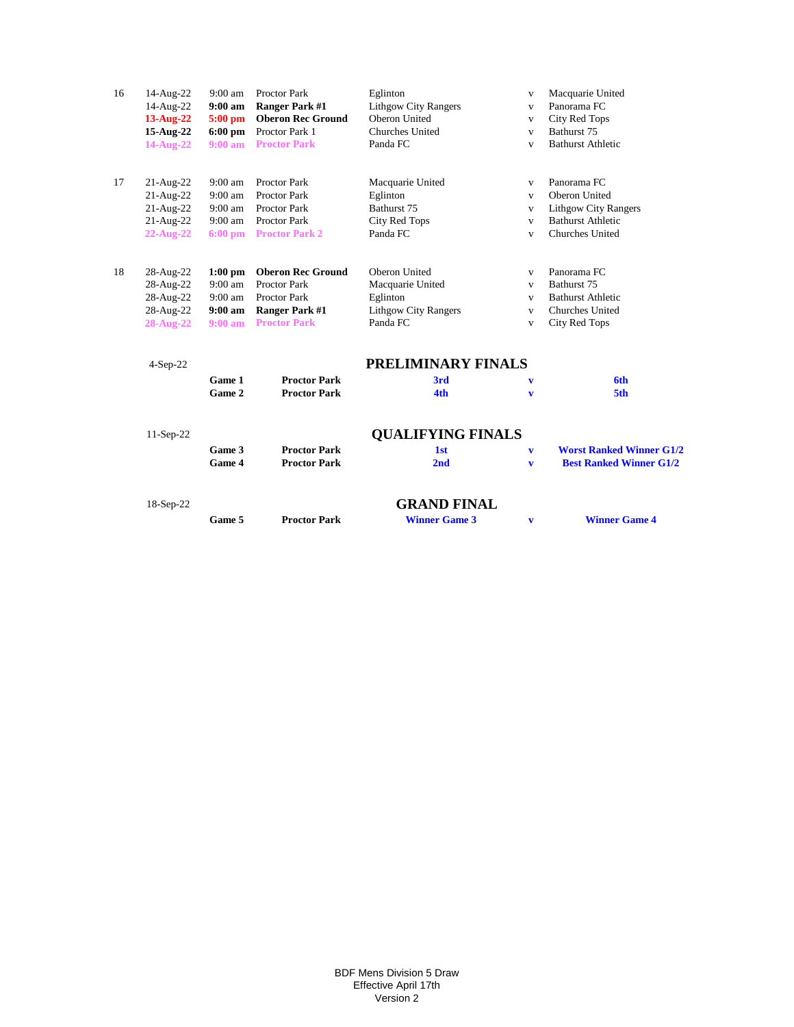| | | | | | | |
|---|---|---|---|---|---|---|
| 16 | 14-Aug-22 | 9:00 am | Proctor Park | Eglinton | v | Macquarie United |
| | 14-Aug-22 | **9:00 am** | **Ranger Park #1** | Lithgow City Rangers | v | Panorama FC |
| | **13-Aug-22** | **5:00 pm** | **Oberon Rec Ground** | Oberon United | v | City Red Tops |
| | **15-Aug-22** | **6:00 pm** | Proctor Park 1 | Churches United | v | Bathurst 75 |
| | **14-Aug-22** | **9:00 am** | **Proctor Park** | Panda FC | v | Bathurst Athletic |
| 17 | 21-Aug-22 | 9:00 am | Proctor Park | Macquarie United | v | Panorama FC |
| | 21-Aug-22 | 9:00 am | Proctor Park | Eglinton | v | Oberon United |
| | 21-Aug-22 | 9:00 am | Proctor Park | Bathurst 75 | v | Lithgow City Rangers |
| | 21-Aug-22 | 9:00 am | Proctor Park | City Red Tops | v | Bathurst Athletic |
| | **22-Aug-22** | **6:00 pm** | **Proctor Park 2** | Panda FC | v | Churches United |
| 18 | 28-Aug-22 | **1:00 pm** | **Oberon Rec Ground** | Oberon United | v | Panorama FC |
| | 28-Aug-22 | 9:00 am | Proctor Park | Macquarie United | v | Bathurst 75 |
| | 28-Aug-22 | 9:00 am | Proctor Park | Eglinton | v | Bathurst Athletic |
| | 28-Aug-22 | **9:00 am** | **Ranger Park #1** | Lithgow City Rangers | v | Churches United |
| | **28-Aug-22** | **9:00 am** | **Proctor Park** | Panda FC | v | City Red Tops |

4-Sep-22

## PRELIMINARY FINALS

| | | | | |
|---|---|---|---|---|
| **Game 1** | **Proctor Park** | **3rd** | **v** | **6th** |
| **Game 2** | **Proctor Park** | **4th** | **v** | **5th** |

11-Sep-22

## QUALIFYING FINALS

| | | | | |
|---|---|---|---|---|
| **Game 3** | **Proctor Park** | **1st** | **v** | **Worst Ranked Winner G1/2** |
| **Game 4** | **Proctor Park** | **2nd** | **v** | **Best Ranked Winner G1/2** |

18-Sep-22

## GRAND FINAL

| | | | | |
|---|---|---|---|---|
| **Game 5** | **Proctor Park** | **Winner Game 3** | **v** | **Winner Game 4** |

BDF Mens Division 5 Draw
Effective April 17th
Version 2